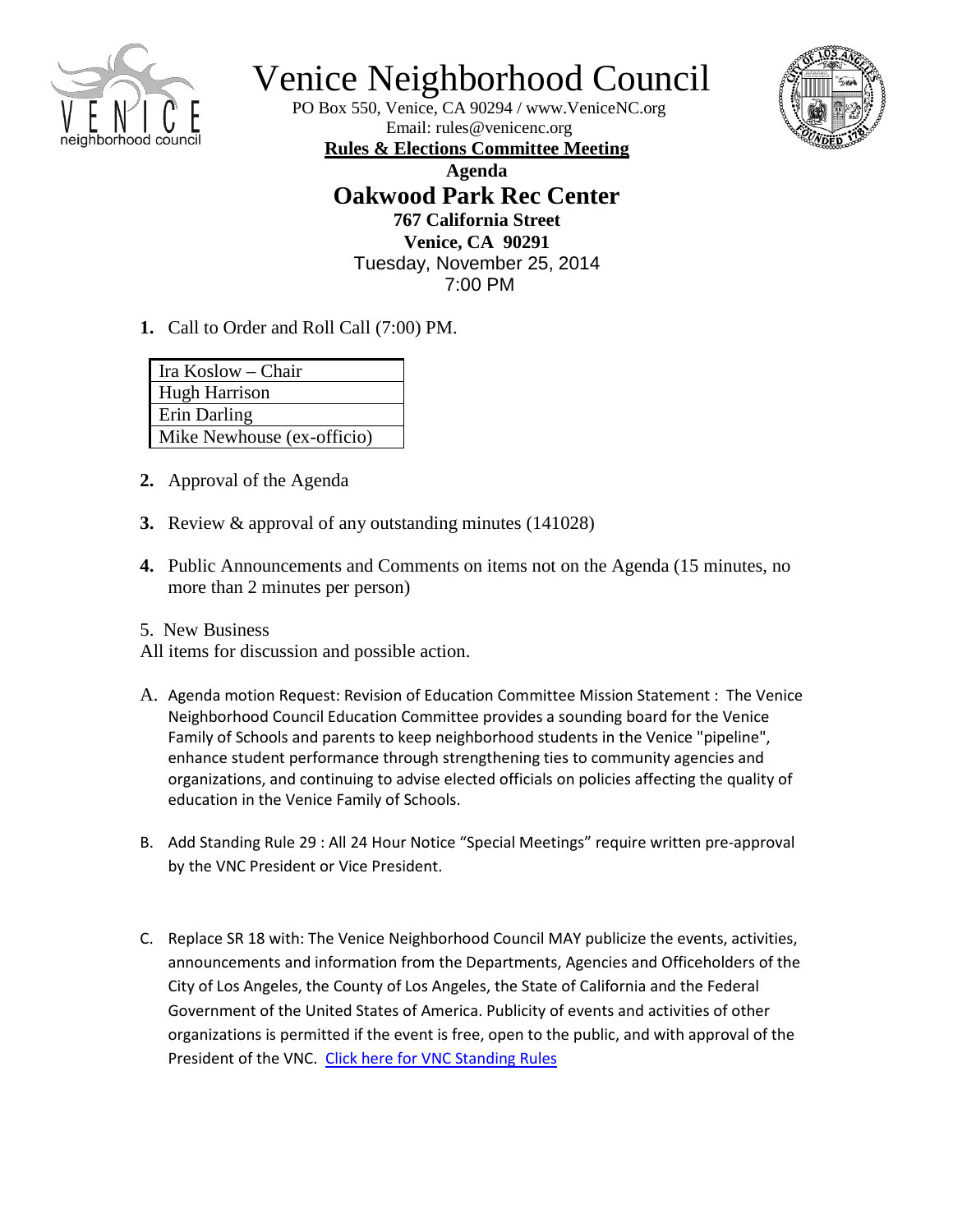# Venice Neighborhood Council

PO Box 550, Venice, CA 90294 / www.VeniceNC.org
Email: rules@venicenc.org

**Rules & Elections Committee Meeting**

**Agenda**

## Oakwood Park Rec Center

**767 California Street**
**Venice, CA 90291**
Tuesday, November 25, 2014
7:00 PM

**1.** Call to Order and Roll Call (7:00) PM.

| Ira Koslow – Chair |
|---|
| Hugh Harrison |
| Erin Darling |
| Mike Newhouse (ex-officio) |

**2.** Approval of the Agenda

**3.** Review & approval of any outstanding minutes (141028)

**4.** Public Announcements and Comments on items not on the Agenda (15 minutes, no more than 2 minutes per person)

5. New Business
All items for discussion and possible action.

A. Agenda motion Request: Revision of Education Committee Mission Statement : The Venice Neighborhood Council Education Committee provides a sounding board for the Venice Family of Schools and parents to keep neighborhood students in the Venice "pipeline", enhance student performance through strengthening ties to community agencies and organizations, and continuing to advise elected officials on policies affecting the quality of education in the Venice Family of Schools.

B. Add Standing Rule 29 : All 24 Hour Notice "Special Meetings" require written pre-approval by the VNC President or Vice President.

C. Replace SR 18 with: The Venice Neighborhood Council MAY publicize the events, activities, announcements and information from the Departments, Agencies and Officeholders of the City of Los Angeles, the County of Los Angeles, the State of California and the Federal Government of the United States of America. Publicity of events and activities of other organizations is permitted if the event is free, open to the public, and with approval of the President of the VNC. Click here for VNC Standing Rules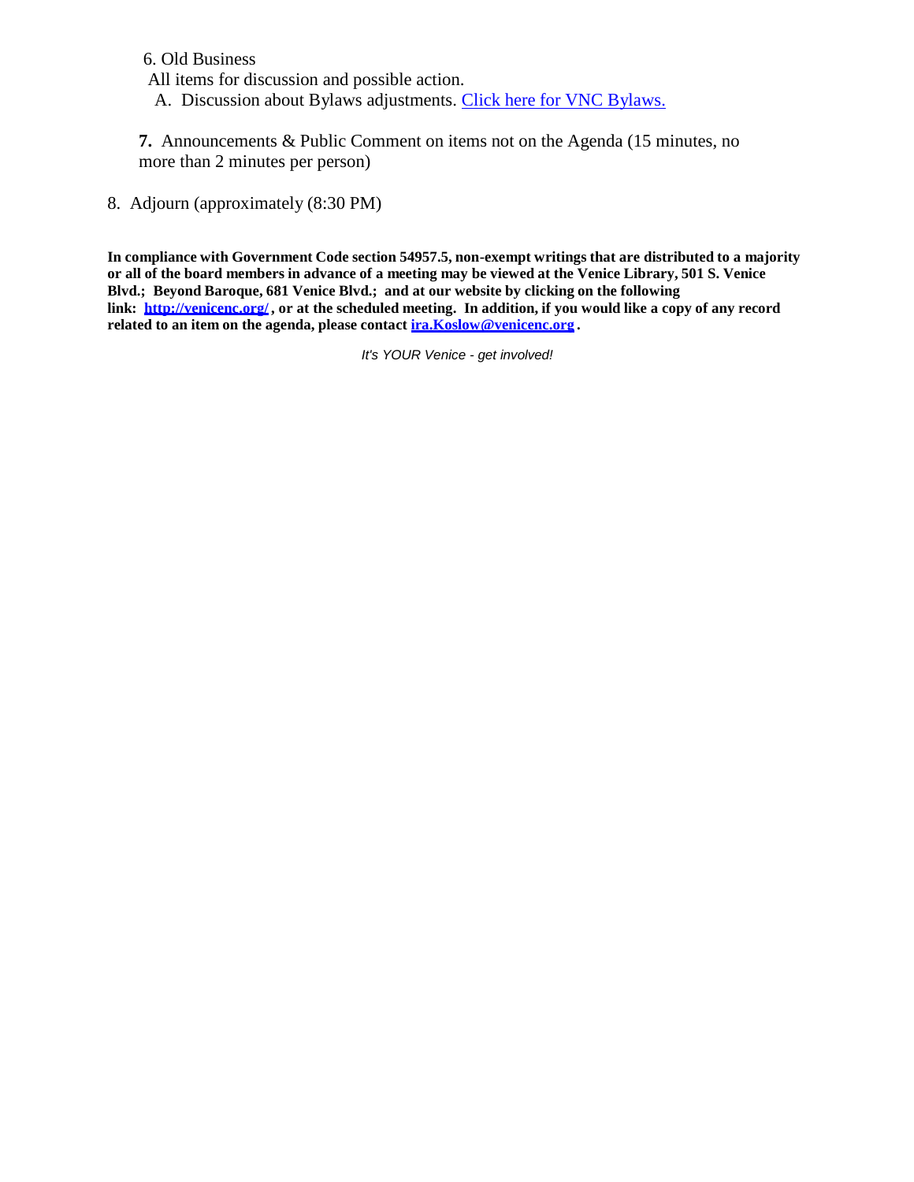6. Old Business

All items for discussion and possible action.

A. Discussion about Bylaws adjustments. [Click here for VNC Bylaws.]

**7.** Announcements & Public Comment on items not on the Agenda (15 minutes, no more than 2 minutes per person)

8. Adjourn (approximately (8:30 PM)

**In compliance with Government Code section 54957.5, non-exempt writings that are distributed to a majority or all of the board members in advance of a meeting may be viewed at the Venice Library, 501 S. Venice Blvd.; Beyond Baroque, 681 Venice Blvd.; and at our website by clicking on the following link: http://venicenc.org/ , or at the scheduled meeting. In addition, if you would like a copy of any record related to an item on the agenda, please contact ira.Koslow@venicenc.org .**

*It's YOUR Venice - get involved!*